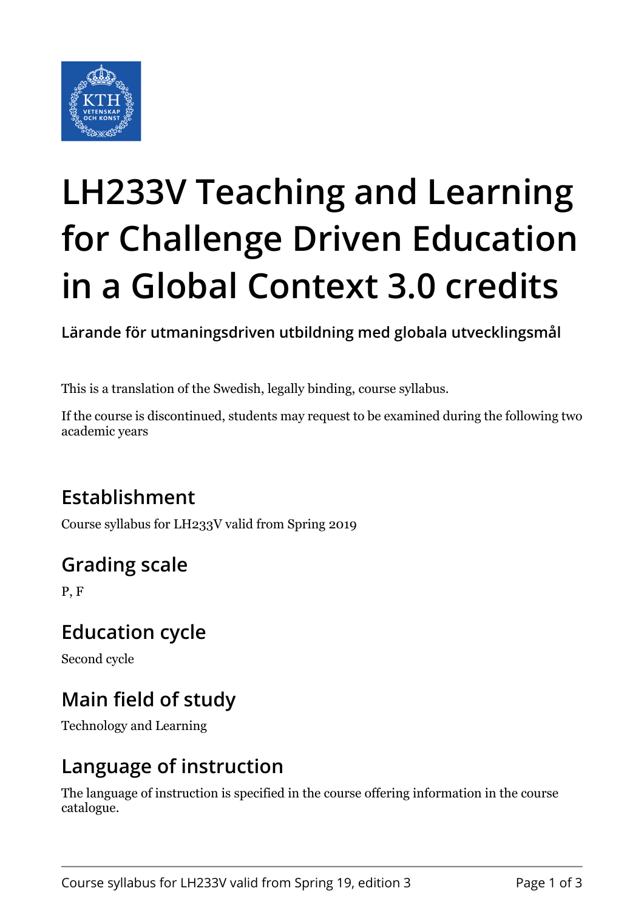# LH233V Teaching and Learning for Challenge Driven Education in a Global Context 3.0 credits

**Lärande för utmaningsdriven utbildning med globala utvecklingsmål**

This is a translation of the Swedish, legally binding, course syllabus.

If the course is discontinued, students may request to be examined during the following two academic years

## Establishment

Course syllabus for LH233V valid from Spring 2019

## Grading scale

P, F

## Education cycle

Second cycle

## Main field of study

Technology and Learning

## Language of instruction

The language of instruction is specified in the course offering information in the course catalogue.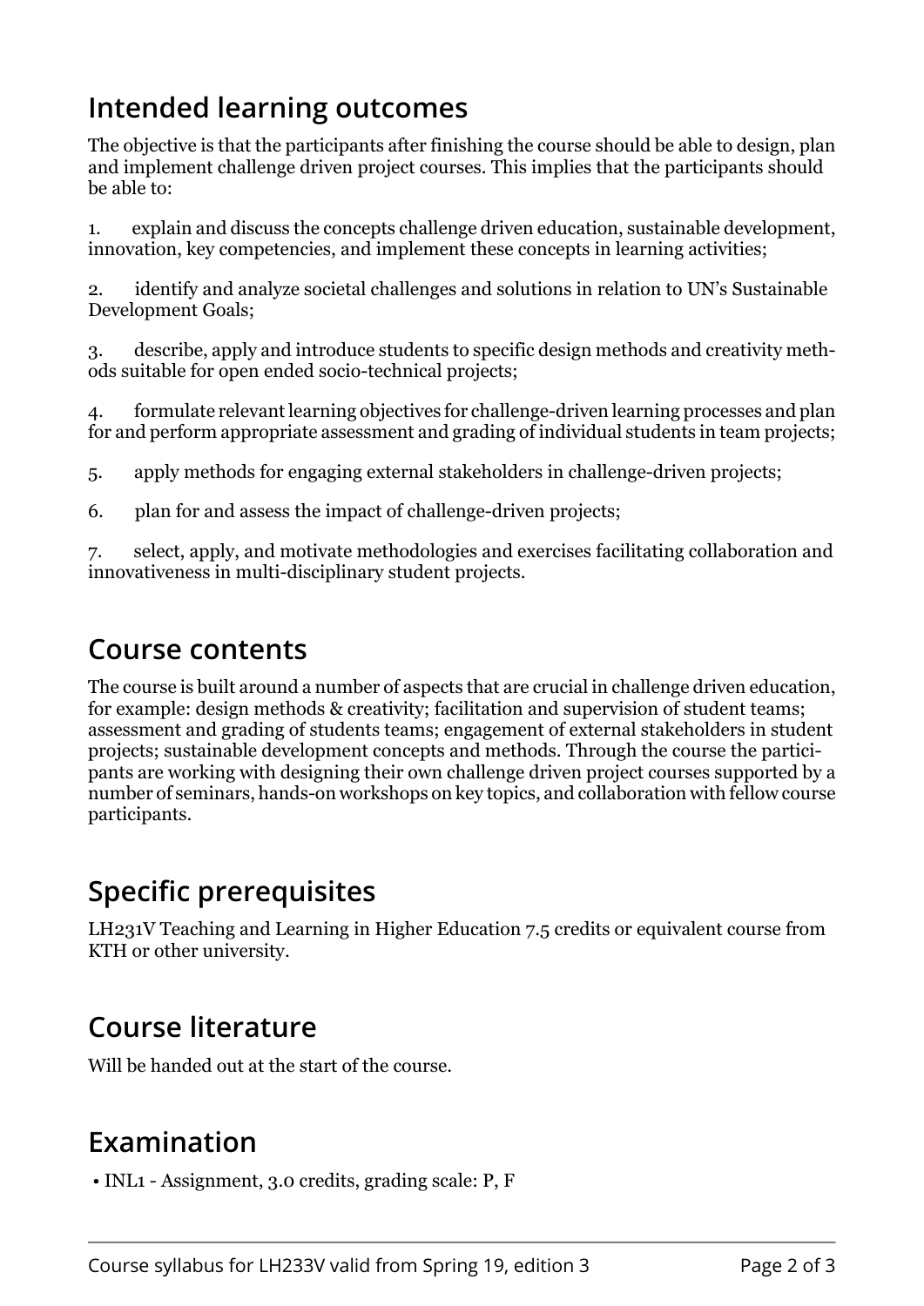## Intended learning outcomes

The objective is that the participants after finishing the course should be able to design, plan and implement challenge driven project courses. This implies that the participants should be able to:

1. explain and discuss the concepts challenge driven education, sustainable development, innovation, key competencies, and implement these concepts in learning activities;

2. identify and analyze societal challenges and solutions in relation to UN's Sustainable Development Goals;

3. describe, apply and introduce students to specific design methods and creativity methods suitable for open ended socio-technical projects;

4. formulate relevant learning objectives for challenge-driven learning processes and plan for and perform appropriate assessment and grading of individual students in team projects;

5. apply methods for engaging external stakeholders in challenge-driven projects;

6. plan for and assess the impact of challenge-driven projects;

7. select, apply, and motivate methodologies and exercises facilitating collaboration and innovativeness in multi-disciplinary student projects.

## Course contents

The course is built around a number of aspects that are crucial in challenge driven education, for example: design methods & creativity; facilitation and supervision of student teams; assessment and grading of students teams; engagement of external stakeholders in student projects; sustainable development concepts and methods. Through the course the participants are working with designing their own challenge driven project courses supported by a number of seminars, hands-on workshops on key topics, and collaboration with fellow course participants.

## Specific prerequisites

LH231V Teaching and Learning in Higher Education 7.5 credits or equivalent course from KTH or other university.

## Course literature

Will be handed out at the start of the course.

## Examination

- INL1 - Assignment, 3.0 credits, grading scale: P, F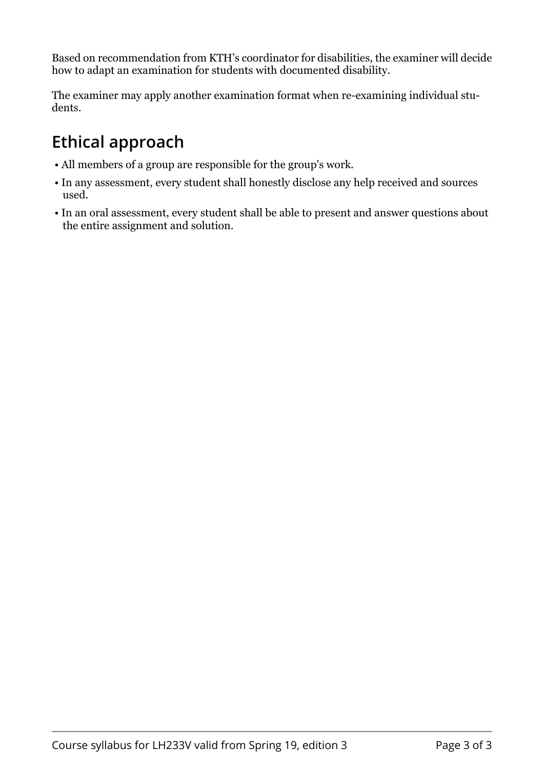Based on recommendation from KTH's coordinator for disabilities, the examiner will decide how to adapt an examination for students with documented disability.

The examiner may apply another examination format when re-examining individual students.

## Ethical approach

- All members of a group are responsible for the group's work.
- In any assessment, every student shall honestly disclose any help received and sources used.
- In an oral assessment, every student shall be able to present and answer questions about the entire assignment and solution.